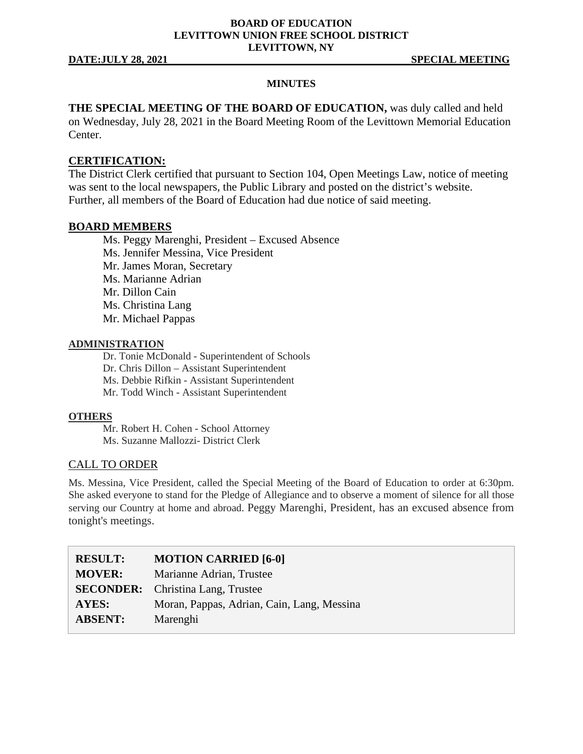**BOARD OF EDUCATION**
**LEVITTOWN UNION FREE SCHOOL DISTRICT**
**LEVITTOWN, NY**

**DATE:JULY 28, 2021** **SPECIAL MEETING**

**MINUTES**

**THE SPECIAL MEETING OF THE BOARD OF EDUCATION,** was duly called and held on Wednesday, July 28, 2021 in the Board Meeting Room of the Levittown Memorial Education Center.

## CERTIFICATION:

The District Clerk certified that pursuant to Section 104, Open Meetings Law, notice of meeting was sent to the local newspapers, the Public Library and posted on the district's website. Further, all members of the Board of Education had due notice of said meeting.

## BOARD MEMBERS

- Ms. Peggy Marenghi, President – Excused Absence
- Ms. Jennifer Messina, Vice President
- Mr. James Moran, Secretary
- Ms. Marianne Adrian
- Mr. Dillon Cain
- Ms. Christina Lang
- Mr. Michael Pappas

### ADMINISTRATION

- Dr. Tonie McDonald - Superintendent of Schools
- Dr. Chris Dillon – Assistant Superintendent
- Ms. Debbie Rifkin - Assistant Superintendent
- Mr. Todd Winch - Assistant Superintendent

### OTHERS

- Mr. Robert H. Cohen - School Attorney
- Ms. Suzanne Mallozzi- District Clerk

## CALL TO ORDER

Ms. Messina, Vice President, called the Special Meeting of the Board of Education to order at 6:30pm. She asked everyone to stand for the Pledge of Allegiance and to observe a moment of silence for all those serving our Country at home and abroad. Peggy Marenghi, President, has an excused absence from tonight's meetings.

| | |
|---|---|
| **RESULT:** | **MOTION CARRIED [6-0]** |
| **MOVER:** | Marianne Adrian, Trustee |
| **SECONDER:** | Christina Lang, Trustee |
| **AYES:** | Moran, Pappas, Adrian, Cain, Lang, Messina |
| **ABSENT:** | Marenghi |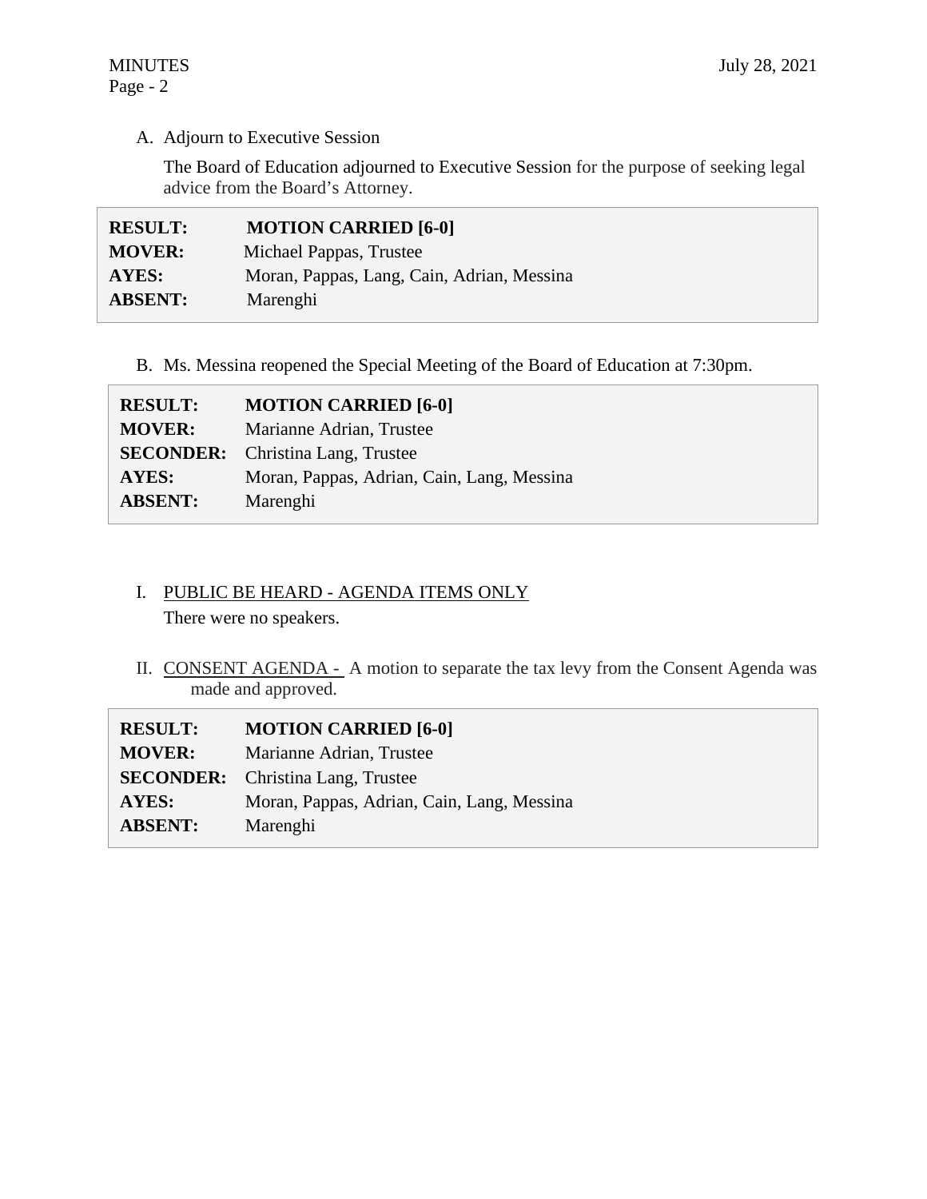A. Adjourn to Executive Session

The Board of Education adjourned to Executive Session for the purpose of seeking legal advice from the Board's Attorney.

| | |
|---|---|
| **RESULT:** | **MOTION CARRIED [6-0]** |
| **MOVER:** | Michael Pappas, Trustee |
| **AYES:** | Moran, Pappas, Lang, Cain, Adrian, Messina |
| **ABSENT:** | Marenghi |

B. Ms. Messina reopened the Special Meeting of the Board of Education at 7:30pm.

| | |
|---|---|
| **RESULT:** | **MOTION CARRIED [6-0]** |
| **MOVER:** | Marianne Adrian, Trustee |
| **SECONDER:** | Christina Lang, Trustee |
| **AYES:** | Moran, Pappas, Adrian, Cain, Lang, Messina |
| **ABSENT:** | Marenghi |

I. PUBLIC BE HEARD - AGENDA ITEMS ONLY

There were no speakers.

II. CONSENT AGENDA - A motion to separate the tax levy from the Consent Agenda was made and approved.

| | |
|---|---|
| **RESULT:** | **MOTION CARRIED [6-0]** |
| **MOVER:** | Marianne Adrian, Trustee |
| **SECONDER:** | Christina Lang, Trustee |
| **AYES:** | Moran, Pappas, Adrian, Cain, Lang, Messina |
| **ABSENT:** | Marenghi |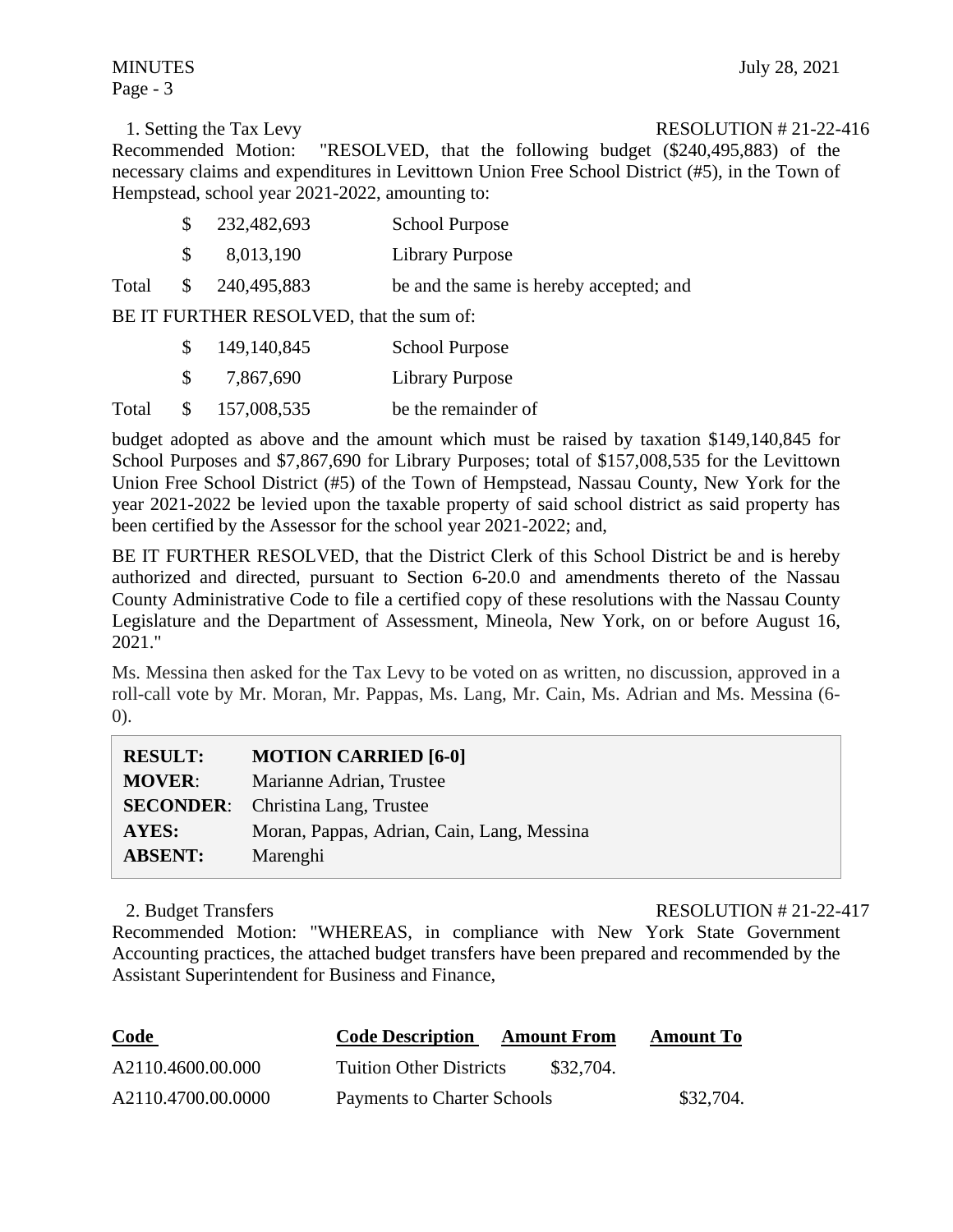1. Setting the Tax Levy RESOLUTION # 21-22-416

Recommended Motion: "RESOLVED, that the following budget ($240,495,883) of the necessary claims and expenditures in Levittown Union Free School District (#5), in the Town of Hempstead, school year 2021-2022, amounting to:

| | | | |
|---|---|---|---|
| | $ | 232,482,693 | School Purpose |
| | $ | 8,013,190 | Library Purpose |
| Total | $ | 240,495,883 | be and the same is hereby accepted; and |

BE IT FURTHER RESOLVED, that the sum of:

| | | | |
|---|---|---|---|
| | $ | 149,140,845 | School Purpose |
| | $ | 7,867,690 | Library Purpose |
| Total | $ | 157,008,535 | be the remainder of |

budget adopted as above and the amount which must be raised by taxation $149,140,845 for School Purposes and $7,867,690 for Library Purposes; total of $157,008,535 for the Levittown Union Free School District (#5) of the Town of Hempstead, Nassau County, New York for the year 2021-2022 be levied upon the taxable property of said school district as said property has been certified by the Assessor for the school year 2021-2022; and,

BE IT FURTHER RESOLVED, that the District Clerk of this School District be and is hereby authorized and directed, pursuant to Section 6-20.0 and amendments thereto of the Nassau County Administrative Code to file a certified copy of these resolutions with the Nassau County Legislature and the Department of Assessment, Mineola, New York, on or before August 16, 2021."

Ms. Messina then asked for the Tax Levy to be voted on as written, no discussion, approved in a roll-call vote by Mr. Moran, Mr. Pappas, Ms. Lang, Mr. Cain, Ms. Adrian and Ms. Messina (6-0).

| | |
|---|---|
| **RESULT:** | **MOTION CARRIED [6-0]** |
| **MOVER**: | Marianne Adrian, Trustee |
| **SECONDER**: | Christina Lang, Trustee |
| **AYES:** | Moran, Pappas, Adrian, Cain, Lang, Messina |
| **ABSENT:** | Marenghi |

2. Budget Transfers RESOLUTION # 21-22-417

Recommended Motion: "WHEREAS, in compliance with New York State Government Accounting practices, the attached budget transfers have been prepared and recommended by the Assistant Superintendent for Business and Finance,

| **Code** | **Code Description** | **Amount From** | **Amount To** |
|---|---|---|---|
| A2110.4600.00.000 | Tuition Other Districts | $32,704. | |
| A2110.4700.00.0000 | Payments to Charter Schools | | $32,704. |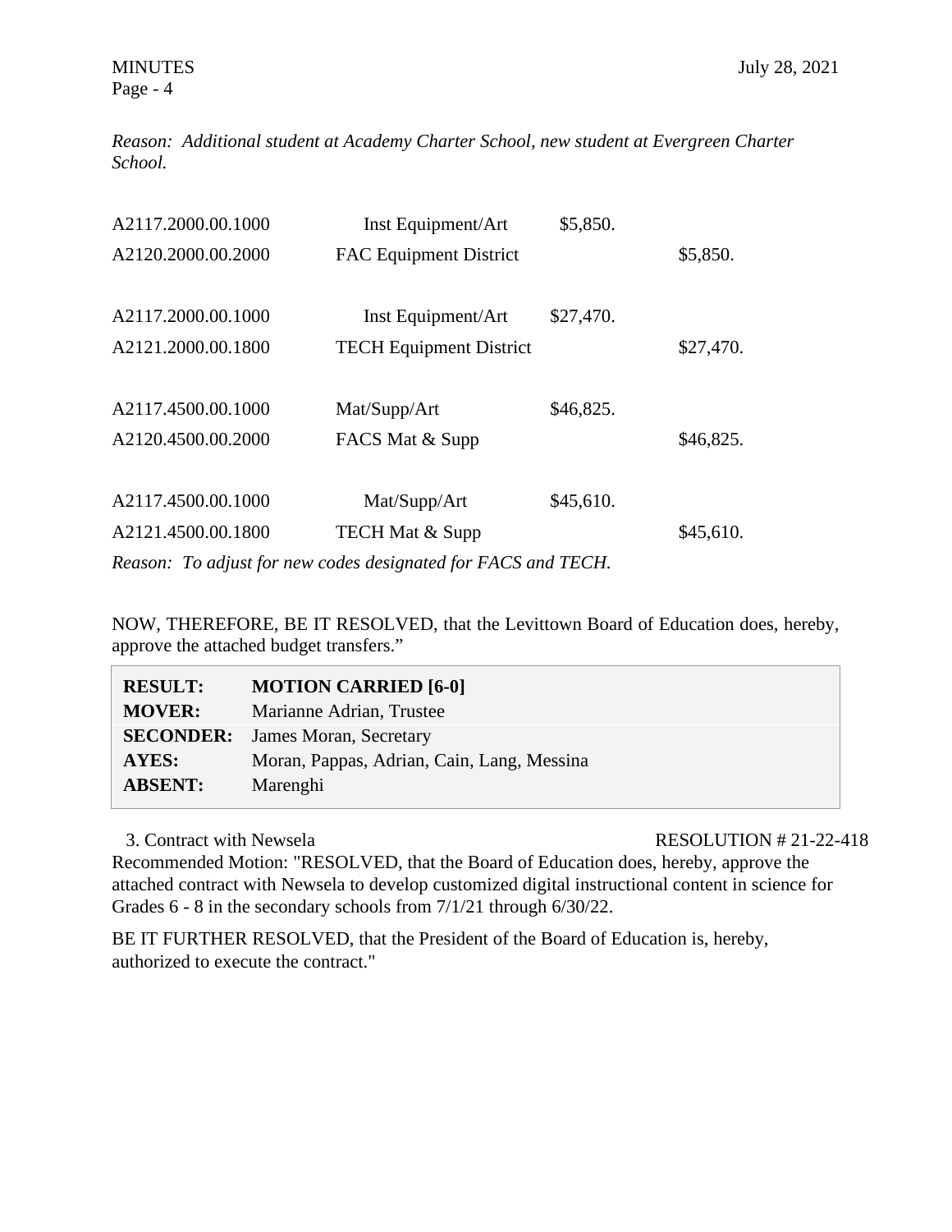*Reason: Additional student at Academy Charter School, new student at Evergreen Charter School.*

| | | | |
|---|---|---|---|
| A2117.2000.00.1000 | Inst Equipment/Art | $5,850. | |
| A2120.2000.00.2000 | FAC Equipment District | | $5,850. |
| | | | |
| A2117.2000.00.1000 | Inst Equipment/Art | $27,470. | |
| A2121.2000.00.1800 | TECH Equipment District | | $27,470. |
| | | | |
| A2117.4500.00.1000 | Mat/Supp/Art | $46,825. | |
| A2120.4500.00.2000 | FACS Mat & Supp | | $46,825. |
| | | | |
| A2117.4500.00.1000 | Mat/Supp/Art | $45,610. | |
| A2121.4500.00.1800 | TECH Mat & Supp | | $45,610. |

*Reason: To adjust for new codes designated for FACS and TECH.*

NOW, THEREFORE, BE IT RESOLVED, that the Levittown Board of Education does, hereby, approve the attached budget transfers."

| | |
|---|---|
| **RESULT:** | **MOTION CARRIED [6-0]** |
| **MOVER:** | Marianne Adrian, Trustee |
| **SECONDER:** | James Moran, Secretary |
| **AYES:** | Moran, Pappas, Adrian, Cain, Lang, Messina |
| **ABSENT:** | Marenghi |

3. Contract with Newsela — RESOLUTION # 21-22-418

Recommended Motion: "RESOLVED, that the Board of Education does, hereby, approve the attached contract with Newsela to develop customized digital instructional content in science for Grades 6 - 8 in the secondary schools from 7/1/21 through 6/30/22.

BE IT FURTHER RESOLVED, that the President of the Board of Education is, hereby, authorized to execute the contract."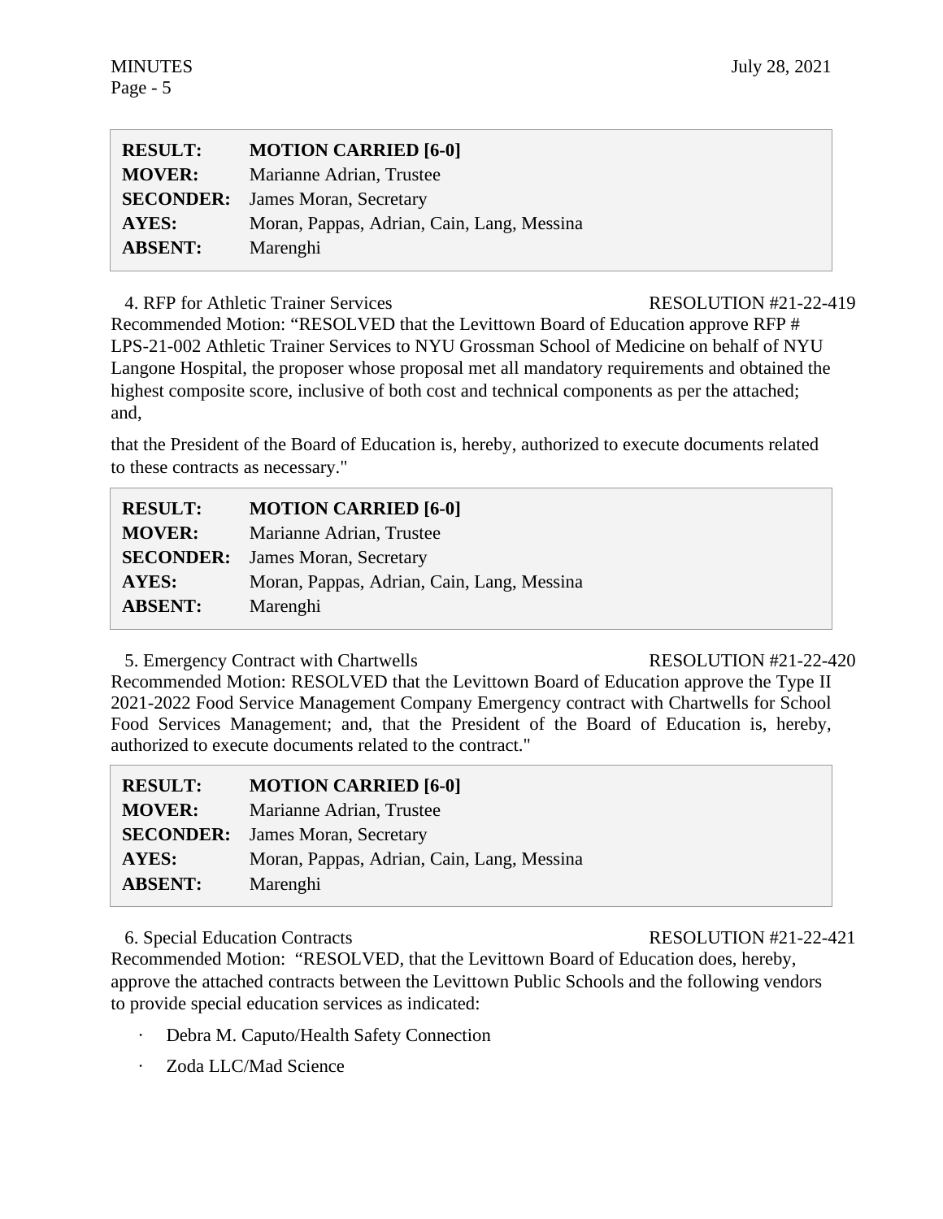| RESULT: | MOTION CARRIED [6-0] |
|---|---|
| MOVER: | Marianne Adrian, Trustee |
| SECONDER: | James Moran, Secretary |
| AYES: | Moran, Pappas, Adrian, Cain, Lang, Messina |
| ABSENT: | Marenghi |

4. RFP for Athletic Trainer Services RESOLUTION #21-22-419

Recommended Motion: "RESOLVED that the Levittown Board of Education approve RFP # LPS-21-002 Athletic Trainer Services to NYU Grossman School of Medicine on behalf of NYU Langone Hospital, the proposer whose proposal met all mandatory requirements and obtained the highest composite score, inclusive of both cost and technical components as per the attached; and,

that the President of the Board of Education is, hereby, authorized to execute documents related to these contracts as necessary."

| RESULT: | MOTION CARRIED [6-0] |
|---|---|
| MOVER: | Marianne Adrian, Trustee |
| SECONDER: | James Moran, Secretary |
| AYES: | Moran, Pappas, Adrian, Cain, Lang, Messina |
| ABSENT: | Marenghi |

5. Emergency Contract with Chartwells RESOLUTION #21-22-420

Recommended Motion: RESOLVED that the Levittown Board of Education approve the Type II 2021-2022 Food Service Management Company Emergency contract with Chartwells for School Food Services Management; and, that the President of the Board of Education is, hereby, authorized to execute documents related to the contract."

| RESULT: | MOTION CARRIED [6-0] |
|---|---|
| MOVER: | Marianne Adrian, Trustee |
| SECONDER: | James Moran, Secretary |
| AYES: | Moran, Pappas, Adrian, Cain, Lang, Messina |
| ABSENT: | Marenghi |

6. Special Education Contracts RESOLUTION #21-22-421

Recommended Motion: "RESOLVED, that the Levittown Board of Education does, hereby, approve the attached contracts between the Levittown Public Schools and the following vendors to provide special education services as indicated:

- Debra M. Caputo/Health Safety Connection
- Zoda LLC/Mad Science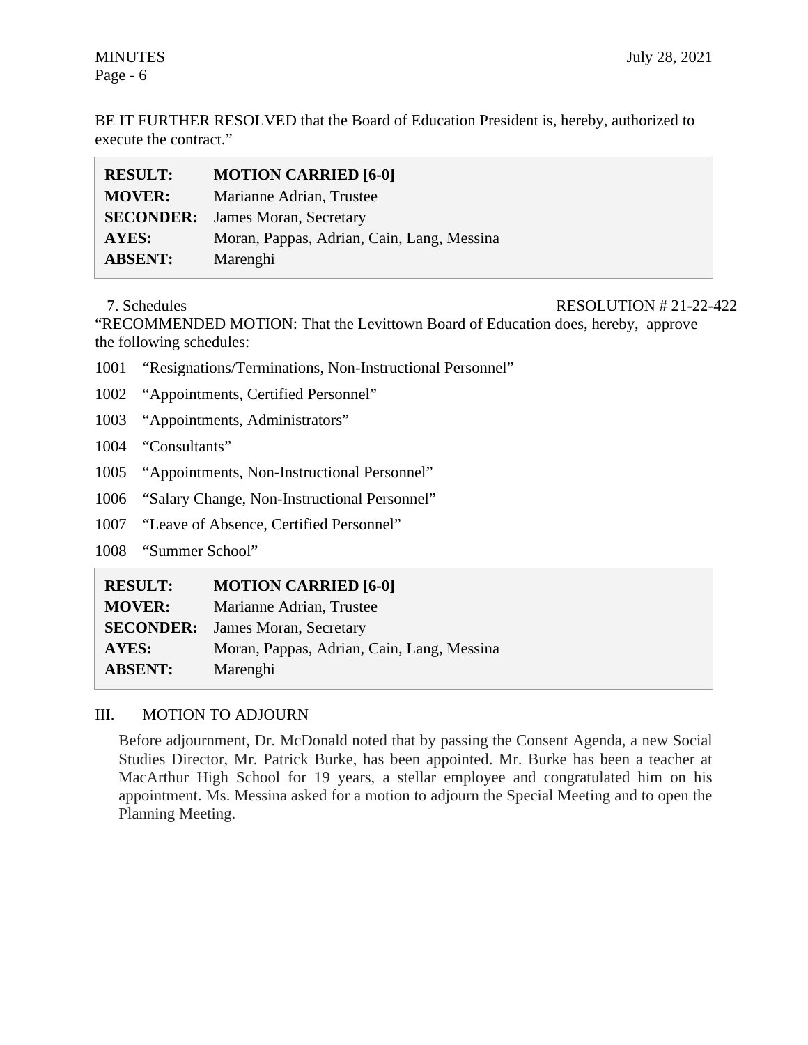BE IT FURTHER RESOLVED that the Board of Education President is, hereby, authorized to execute the contract."

| | |
|---|---|
| **RESULT:** | **MOTION CARRIED [6-0]** |
| **MOVER:** | Marianne Adrian, Trustee |
| **SECONDER:** | James Moran, Secretary |
| **AYES:** | Moran, Pappas, Adrian, Cain, Lang, Messina |
| **ABSENT:** | Marenghi |

7. Schedules RESOLUTION # 21-22-422

"RECOMMENDED MOTION: That the Levittown Board of Education does, hereby, approve the following schedules:

1001 "Resignations/Terminations, Non-Instructional Personnel"

1002 "Appointments, Certified Personnel"

1003 "Appointments, Administrators"

1004 "Consultants"

1005 "Appointments, Non-Instructional Personnel"

1006 "Salary Change, Non-Instructional Personnel"

1007 "Leave of Absence, Certified Personnel"

1008 "Summer School"

| | |
|---|---|
| **RESULT:** | **MOTION CARRIED [6-0]** |
| **MOVER:** | Marianne Adrian, Trustee |
| **SECONDER:** | James Moran, Secretary |
| **AYES:** | Moran, Pappas, Adrian, Cain, Lang, Messina |
| **ABSENT:** | Marenghi |

## III. MOTION TO ADJOURN

Before adjournment, Dr. McDonald noted that by passing the Consent Agenda, a new Social Studies Director, Mr. Patrick Burke, has been appointed. Mr. Burke has been a teacher at MacArthur High School for 19 years, a stellar employee and congratulated him on his appointment. Ms. Messina asked for a motion to adjourn the Special Meeting and to open the Planning Meeting.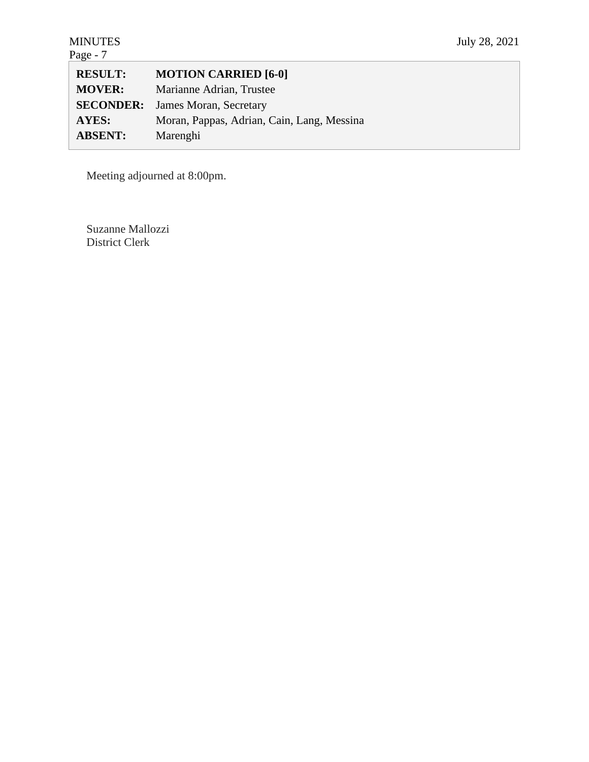| | |
|---|---|
| **RESULT:** | **MOTION CARRIED [6-0]** |
| **MOVER:** | Marianne Adrian, Trustee |
| **SECONDER:** | James Moran, Secretary |
| **AYES:** | Moran, Pappas, Adrian, Cain, Lang, Messina |
| **ABSENT:** | Marenghi |

Meeting adjourned at 8:00pm.

Suzanne Mallozzi
District Clerk